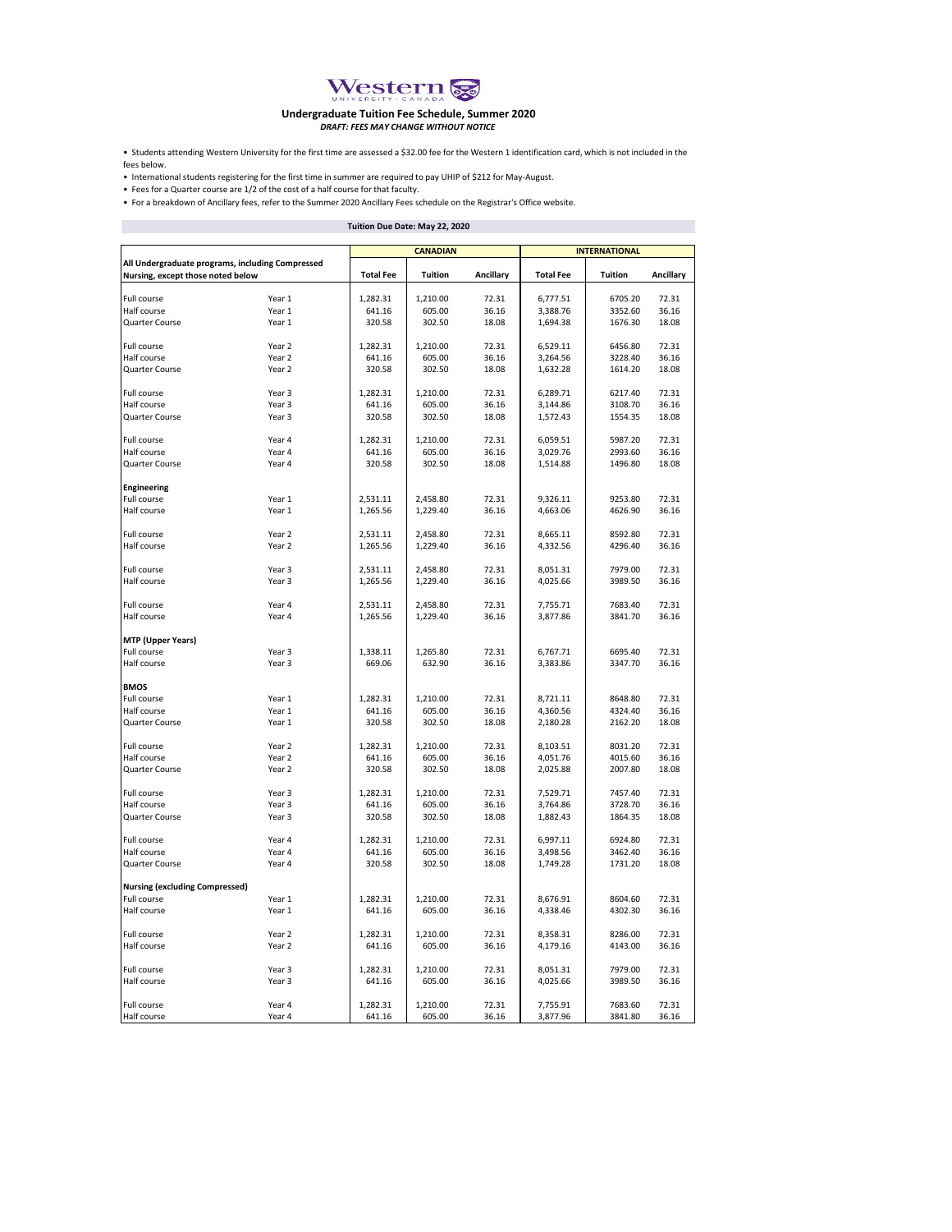Western UNIVERSITY · CANADA

# Undergraduate Tuition Fee Schedule, Summer 2020

***DRAFT: FEES MAY CHANGE WITHOUT NOTICE***

- Students attending Western University for the first time are assessed a $32.00 fee for the Western 1 identification card, which is not included in the fees below.
- International students registering for the first time in summer are required to pay UHIP of $212 for May-August.
- Fees for a Quarter course are 1/2 of the cost of a half course for that faculty.
- For a breakdown of Ancillary fees, refer to the Summer 2020 Ancillary Fees schedule on the Registrar's Office website.

**Tuition Due Date: May 22, 2020**

| | | CANADIAN | | | INTERNATIONAL | | |
|---|---|---|---|---|---|---|---|
| **All Undergraduate programs, including Compressed Nursing, except those noted below** | | **Total Fee** | **Tuition** | **Ancillary** | **Total Fee** | **Tuition** | **Ancillary** |
| Full course | Year 1 | 1,282.31 | 1,210.00 | 72.31 | 6,777.51 | 6705.20 | 72.31 |
| Half course | Year 1 | 641.16 | 605.00 | 36.16 | 3,388.76 | 3352.60 | 36.16 |
| Quarter Course | Year 1 | 320.58 | 302.50 | 18.08 | 1,694.38 | 1676.30 | 18.08 |
| Full course | Year 2 | 1,282.31 | 1,210.00 | 72.31 | 6,529.11 | 6456.80 | 72.31 |
| Half course | Year 2 | 641.16 | 605.00 | 36.16 | 3,264.56 | 3228.40 | 36.16 |
| Quarter Course | Year 2 | 320.58 | 302.50 | 18.08 | 1,632.28 | 1614.20 | 18.08 |
| Full course | Year 3 | 1,282.31 | 1,210.00 | 72.31 | 6,289.71 | 6217.40 | 72.31 |
| Half course | Year 3 | 641.16 | 605.00 | 36.16 | 3,144.86 | 3108.70 | 36.16 |
| Quarter Course | Year 3 | 320.58 | 302.50 | 18.08 | 1,572.43 | 1554.35 | 18.08 |
| Full course | Year 4 | 1,282.31 | 1,210.00 | 72.31 | 6,059.51 | 5987.20 | 72.31 |
| Half course | Year 4 | 641.16 | 605.00 | 36.16 | 3,029.76 | 2993.60 | 36.16 |
| Quarter Course | Year 4 | 320.58 | 302.50 | 18.08 | 1,514.88 | 1496.80 | 18.08 |
| **Engineering** | | | | | | | |
| Full course | Year 1 | 2,531.11 | 2,458.80 | 72.31 | 9,326.11 | 9253.80 | 72.31 |
| Half course | Year 1 | 1,265.56 | 1,229.40 | 36.16 | 4,663.06 | 4626.90 | 36.16 |
| Full course | Year 2 | 2,531.11 | 2,458.80 | 72.31 | 8,665.11 | 8592.80 | 72.31 |
| Half course | Year 2 | 1,265.56 | 1,229.40 | 36.16 | 4,332.56 | 4296.40 | 36.16 |
| Full course | Year 3 | 2,531.11 | 2,458.80 | 72.31 | 8,051.31 | 7979.00 | 72.31 |
| Half course | Year 3 | 1,265.56 | 1,229.40 | 36.16 | 4,025.66 | 3989.50 | 36.16 |
| Full course | Year 4 | 2,531.11 | 2,458.80 | 72.31 | 7,755.71 | 7683.40 | 72.31 |
| Half course | Year 4 | 1,265.56 | 1,229.40 | 36.16 | 3,877.86 | 3841.70 | 36.16 |
| **MTP (Upper Years)** | | | | | | | |
| Full course | Year 3 | 1,338.11 | 1,265.80 | 72.31 | 6,767.71 | 6695.40 | 72.31 |
| Half course | Year 3 | 669.06 | 632.90 | 36.16 | 3,383.86 | 3347.70 | 36.16 |
| **BMOS** | | | | | | | |
| Full course | Year 1 | 1,282.31 | 1,210.00 | 72.31 | 8,721.11 | 8648.80 | 72.31 |
| Half course | Year 1 | 641.16 | 605.00 | 36.16 | 4,360.56 | 4324.40 | 36.16 |
| Quarter Course | Year 1 | 320.58 | 302.50 | 18.08 | 2,180.28 | 2162.20 | 18.08 |
| Full course | Year 2 | 1,282.31 | 1,210.00 | 72.31 | 8,103.51 | 8031.20 | 72.31 |
| Half course | Year 2 | 641.16 | 605.00 | 36.16 | 4,051.76 | 4015.60 | 36.16 |
| Quarter Course | Year 2 | 320.58 | 302.50 | 18.08 | 2,025.88 | 2007.80 | 18.08 |
| Full course | Year 3 | 1,282.31 | 1,210.00 | 72.31 | 7,529.71 | 7457.40 | 72.31 |
| Half course | Year 3 | 641.16 | 605.00 | 36.16 | 3,764.86 | 3728.70 | 36.16 |
| Quarter Course | Year 3 | 320.58 | 302.50 | 18.08 | 1,882.43 | 1864.35 | 18.08 |
| Full course | Year 4 | 1,282.31 | 1,210.00 | 72.31 | 6,997.11 | 6924.80 | 72.31 |
| Half course | Year 4 | 641.16 | 605.00 | 36.16 | 3,498.56 | 3462.40 | 36.16 |
| Quarter Course | Year 4 | 320.58 | 302.50 | 18.08 | 1,749.28 | 1731.20 | 18.08 |
| **Nursing (excluding Compressed)** | | | | | | | |
| Full course | Year 1 | 1,282.31 | 1,210.00 | 72.31 | 8,676.91 | 8604.60 | 72.31 |
| Half course | Year 1 | 641.16 | 605.00 | 36.16 | 4,338.46 | 4302.30 | 36.16 |
| Full course | Year 2 | 1,282.31 | 1,210.00 | 72.31 | 8,358.31 | 8286.00 | 72.31 |
| Half course | Year 2 | 641.16 | 605.00 | 36.16 | 4,179.16 | 4143.00 | 36.16 |
| Full course | Year 3 | 1,282.31 | 1,210.00 | 72.31 | 8,051.31 | 7979.00 | 72.31 |
| Half course | Year 3 | 641.16 | 605.00 | 36.16 | 4,025.66 | 3989.50 | 36.16 |
| Full course | Year 4 | 1,282.31 | 1,210.00 | 72.31 | 7,755.91 | 7683.60 | 72.31 |
| Half course | Year 4 | 641.16 | 605.00 | 36.16 | 3,877.96 | 3841.80 | 36.16 |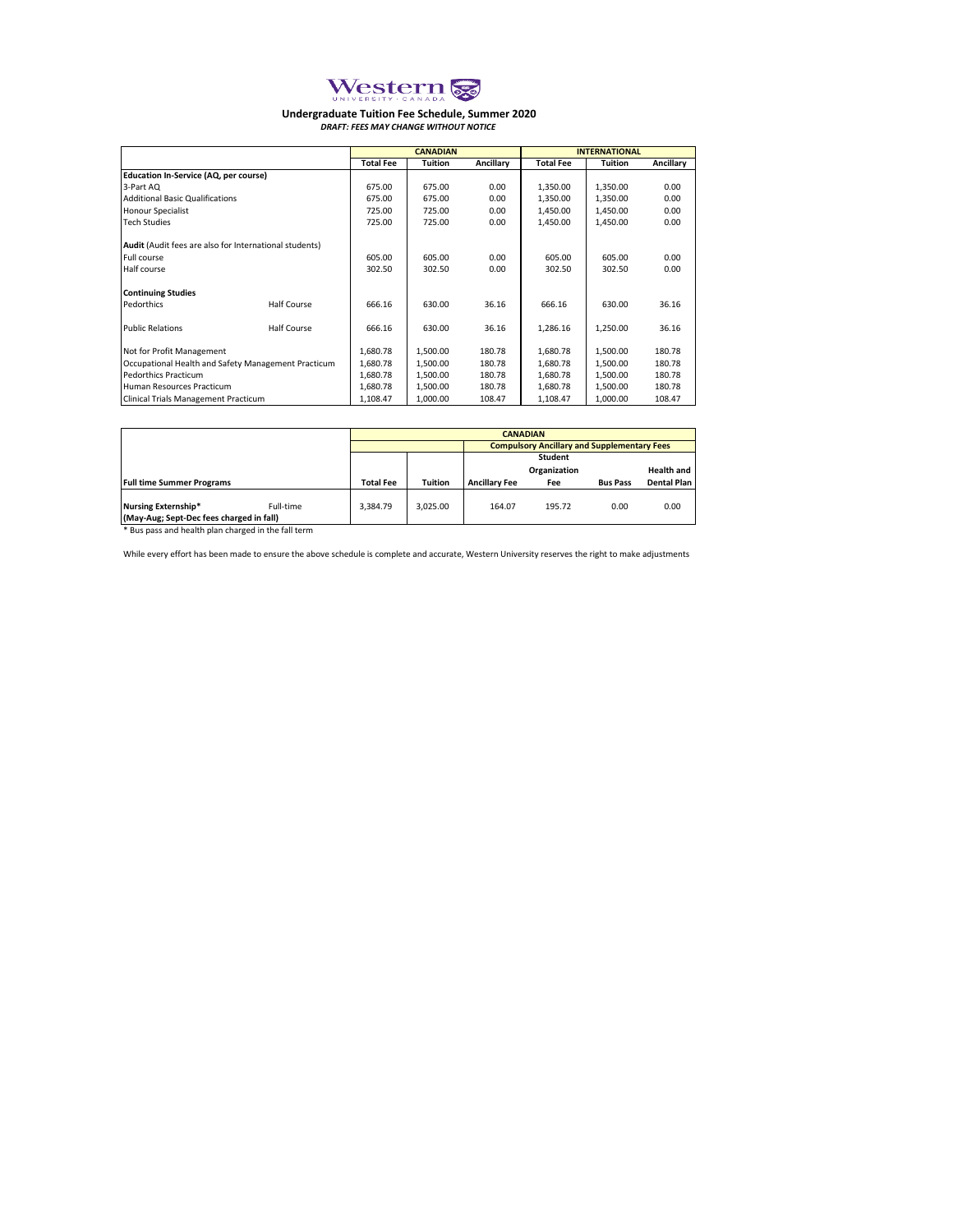Western UNIVERSITY · CANADA

## Undergraduate Tuition Fee Schedule, Summer 2020

***DRAFT: FEES MAY CHANGE WITHOUT NOTICE***

| | | CANADIAN | | | INTERNATIONAL | | |
|---|---|---|---|---|---|---|---|
| | | **Total Fee** | **Tuition** | **Ancillary** | **Total Fee** | **Tuition** | **Ancillary** |
| **Education In-Service (AQ, per course)** | | | | | | | |
| 3-Part AQ | | 675.00 | 675.00 | 0.00 | 1,350.00 | 1,350.00 | 0.00 |
| Additional Basic Qualifications | | 675.00 | 675.00 | 0.00 | 1,350.00 | 1,350.00 | 0.00 |
| Honour Specialist | | 725.00 | 725.00 | 0.00 | 1,450.00 | 1,450.00 | 0.00 |
| Tech Studies | | 725.00 | 725.00 | 0.00 | 1,450.00 | 1,450.00 | 0.00 |
| **Audit** (Audit fees are also for International students) | | | | | | | |
| Full course | | 605.00 | 605.00 | 0.00 | 605.00 | 605.00 | 0.00 |
| Half course | | 302.50 | 302.50 | 0.00 | 302.50 | 302.50 | 0.00 |
| **Continuing Studies** | | | | | | | |
| Pedorthics | Half Course | 666.16 | 630.00 | 36.16 | 666.16 | 630.00 | 36.16 |
| Public Relations | Half Course | 666.16 | 630.00 | 36.16 | 1,286.16 | 1,250.00 | 36.16 |
| Not for Profit Management | | 1,680.78 | 1,500.00 | 180.78 | 1,680.78 | 1,500.00 | 180.78 |
| Occupational Health and Safety Management Practicum | | 1,680.78 | 1,500.00 | 180.78 | 1,680.78 | 1,500.00 | 180.78 |
| Pedorthics Practicum | | 1,680.78 | 1,500.00 | 180.78 | 1,680.78 | 1,500.00 | 180.78 |
| Human Resources Practicum | | 1,680.78 | 1,500.00 | 180.78 | 1,680.78 | 1,500.00 | 180.78 |
| Clinical Trials Management Practicum | | 1,108.47 | 1,000.00 | 108.47 | 1,108.47 | 1,000.00 | 108.47 |

| | | CANADIAN | | | | | |
|---|---|---|---|---|---|---|---|
| | | | | Compulsory Ancillary and Supplementary Fees | | | |
| **Full time Summer Programs** | | **Total Fee** | **Tuition** | **Ancillary Fee** | **Student Organization Fee** | **Bus Pass** | **Health and Dental Plan** |
| **Nursing Externship*** **(May-Aug; Sept-Dec fees charged in fall)** | Full-time | 3,384.79 | 3,025.00 | 164.07 | 195.72 | 0.00 | 0.00 |

* Bus pass and health plan charged in the fall term

While every effort has been made to ensure the above schedule is complete and accurate, Western University reserves the right to make adjustments